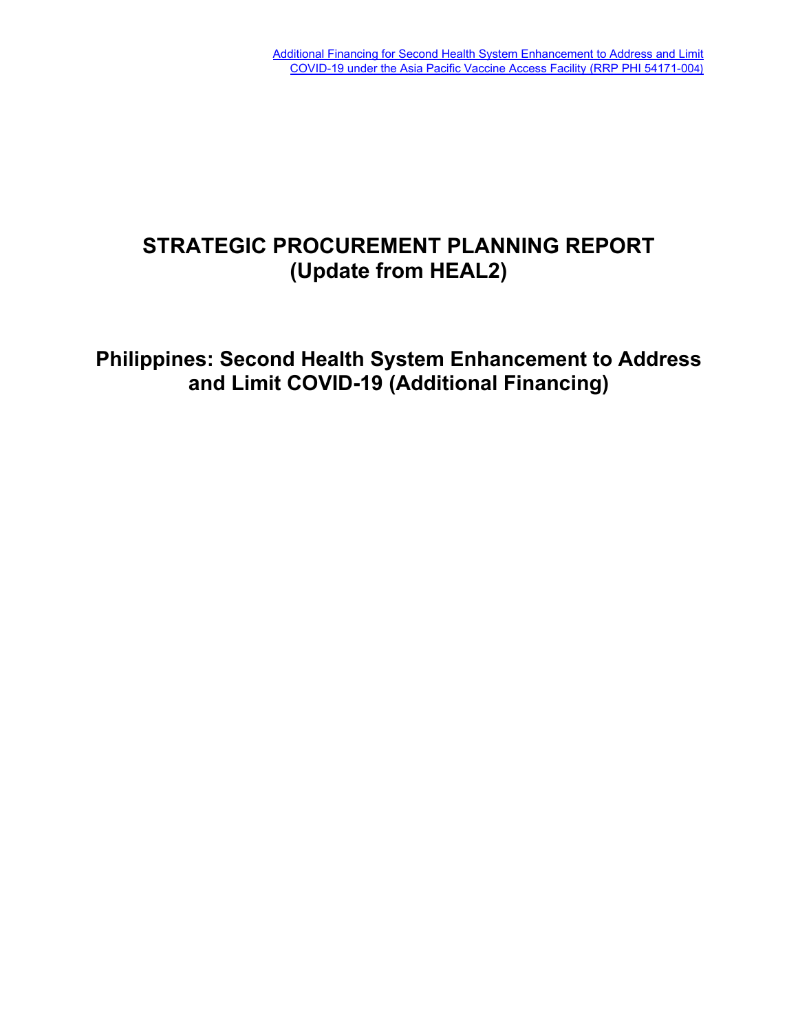[Additional Financing for Second Health System Enhancement to Address and Limit COVID-19 under the Asia Pacific Vaccine Access Facility (RRP PHI 54171-004)]

# STRATEGIC PROCUREMENT PLANNING REPORT (Update from HEAL2)

# Philippines: Second Health System Enhancement to Address and Limit COVID-19 (Additional Financing)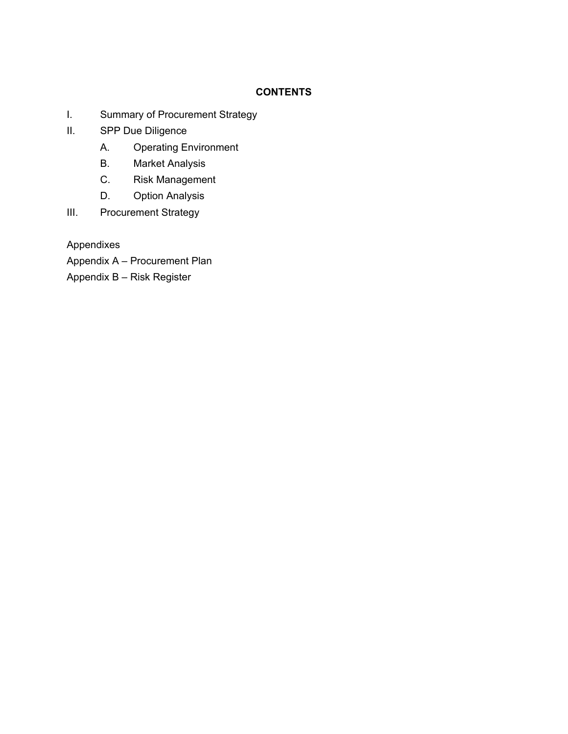## CONTENTS

I. Summary of Procurement Strategy

II. SPP Due Diligence

  A. Operating Environment

  B. Market Analysis

  C. Risk Management

  D. Option Analysis

III. Procurement Strategy

Appendixes

Appendix A – Procurement Plan

Appendix B – Risk Register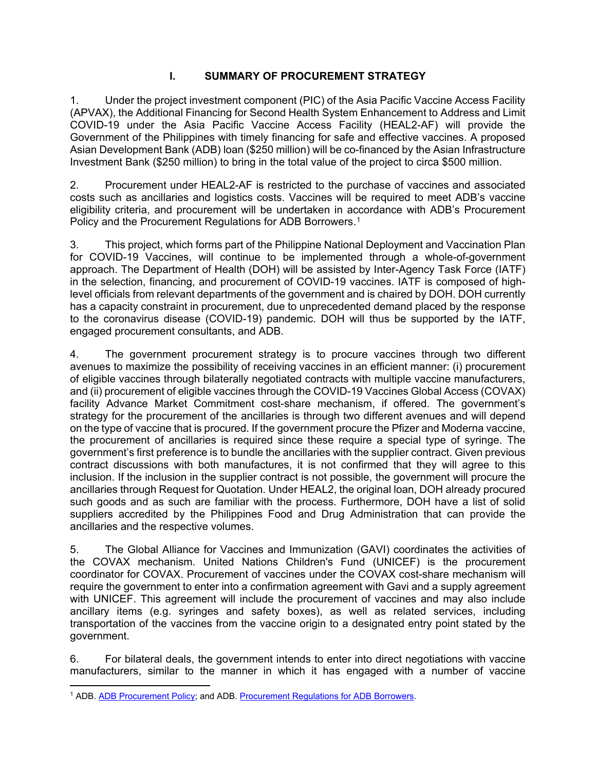# I. SUMMARY OF PROCUREMENT STRATEGY

1. Under the project investment component (PIC) of the Asia Pacific Vaccine Access Facility (APVAX), the Additional Financing for Second Health System Enhancement to Address and Limit COVID-19 under the Asia Pacific Vaccine Access Facility (HEAL2-AF) will provide the Government of the Philippines with timely financing for safe and effective vaccines. A proposed Asian Development Bank (ADB) loan ($250 million) will be co-financed by the Asian Infrastructure Investment Bank ($250 million) to bring in the total value of the project to circa $500 million.

2. Procurement under HEAL2-AF is restricted to the purchase of vaccines and associated costs such as ancillaries and logistics costs. Vaccines will be required to meet ADB's vaccine eligibility criteria, and procurement will be undertaken in accordance with ADB's Procurement Policy and the Procurement Regulations for ADB Borrowers.[1]

3. This project, which forms part of the Philippine National Deployment and Vaccination Plan for COVID-19 Vaccines, will continue to be implemented through a whole-of-government approach. The Department of Health (DOH) will be assisted by Inter-Agency Task Force (IATF) in the selection, financing, and procurement of COVID-19 vaccines. IATF is composed of high-level officials from relevant departments of the government and is chaired by DOH. DOH currently has a capacity constraint in procurement, due to unprecedented demand placed by the response to the coronavirus disease (COVID-19) pandemic. DOH will thus be supported by the IATF, engaged procurement consultants, and ADB.

4. The government procurement strategy is to procure vaccines through two different avenues to maximize the possibility of receiving vaccines in an efficient manner: (i) procurement of eligible vaccines through bilaterally negotiated contracts with multiple vaccine manufacturers, and (ii) procurement of eligible vaccines through the COVID-19 Vaccines Global Access (COVAX) facility Advance Market Commitment cost-share mechanism, if offered. The government's strategy for the procurement of the ancillaries is through two different avenues and will depend on the type of vaccine that is procured. If the government procure the Pfizer and Moderna vaccine, the procurement of ancillaries is required since these require a special type of syringe. The government's first preference is to bundle the ancillaries with the supplier contract. Given previous contract discussions with both manufactures, it is not confirmed that they will agree to this inclusion. If the inclusion in the supplier contract is not possible, the government will procure the ancillaries through Request for Quotation. Under HEAL2, the original loan, DOH already procured such goods and as such are familiar with the process. Furthermore, DOH have a list of solid suppliers accredited by the Philippines Food and Drug Administration that can provide the ancillaries and the respective volumes.

5. The Global Alliance for Vaccines and Immunization (GAVI) coordinates the activities of the COVAX mechanism. United Nations Children's Fund (UNICEF) is the procurement coordinator for COVAX. Procurement of vaccines under the COVAX cost-share mechanism will require the government to enter into a confirmation agreement with Gavi and a supply agreement with UNICEF. This agreement will include the procurement of vaccines and may also include ancillary items (e.g. syringes and safety boxes), as well as related services, including transportation of the vaccines from the vaccine origin to a designated entry point stated by the government.

6. For bilateral deals, the government intends to enter into direct negotiations with vaccine manufacturers, similar to the manner in which it has engaged with a number of vaccine

---

[1] ADB. ADB Procurement Policy; and ADB. Procurement Regulations for ADB Borrowers.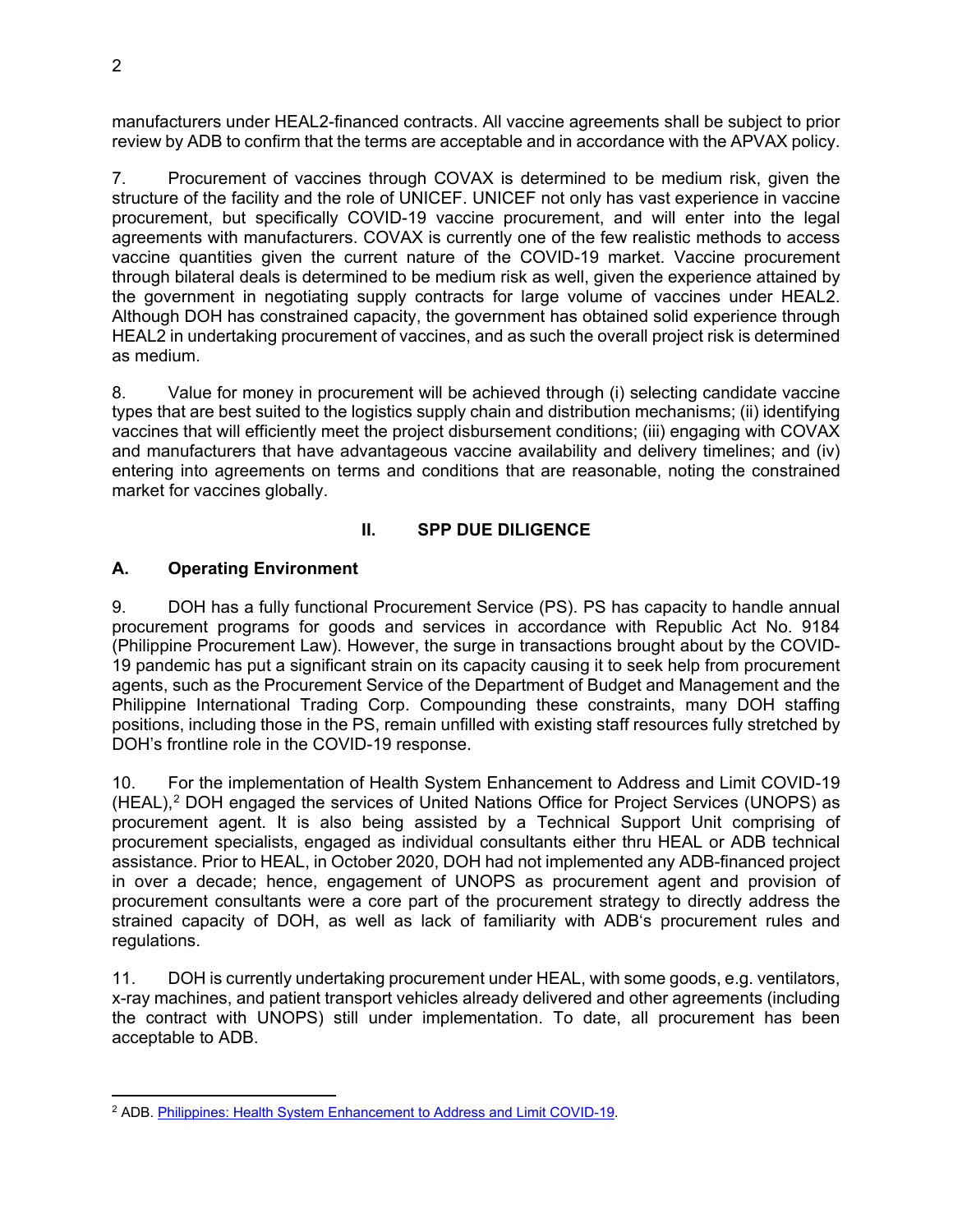manufacturers under HEAL2-financed contracts. All vaccine agreements shall be subject to prior review by ADB to confirm that the terms are acceptable and in accordance with the APVAX policy.

7. Procurement of vaccines through COVAX is determined to be medium risk, given the structure of the facility and the role of UNICEF. UNICEF not only has vast experience in vaccine procurement, but specifically COVID-19 vaccine procurement, and will enter into the legal agreements with manufacturers. COVAX is currently one of the few realistic methods to access vaccine quantities given the current nature of the COVID-19 market. Vaccine procurement through bilateral deals is determined to be medium risk as well, given the experience attained by the government in negotiating supply contracts for large volume of vaccines under HEAL2. Although DOH has constrained capacity, the government has obtained solid experience through HEAL2 in undertaking procurement of vaccines, and as such the overall project risk is determined as medium.

8. Value for money in procurement will be achieved through (i) selecting candidate vaccine types that are best suited to the logistics supply chain and distribution mechanisms; (ii) identifying vaccines that will efficiently meet the project disbursement conditions; (iii) engaging with COVAX and manufacturers that have advantageous vaccine availability and delivery timelines; and (iv) entering into agreements on terms and conditions that are reasonable, noting the constrained market for vaccines globally.

## II. SPP DUE DILIGENCE

### A. Operating Environment

9. DOH has a fully functional Procurement Service (PS). PS has capacity to handle annual procurement programs for goods and services in accordance with Republic Act No. 9184 (Philippine Procurement Law). However, the surge in transactions brought about by the COVID-19 pandemic has put a significant strain on its capacity causing it to seek help from procurement agents, such as the Procurement Service of the Department of Budget and Management and the Philippine International Trading Corp. Compounding these constraints, many DOH staffing positions, including those in the PS, remain unfilled with existing staff resources fully stretched by DOH's frontline role in the COVID-19 response.

10. For the implementation of Health System Enhancement to Address and Limit COVID-19 (HEAL),[2] DOH engaged the services of United Nations Office for Project Services (UNOPS) as procurement agent. It is also being assisted by a Technical Support Unit comprising of procurement specialists, engaged as individual consultants either thru HEAL or ADB technical assistance. Prior to HEAL, in October 2020, DOH had not implemented any ADB-financed project in over a decade; hence, engagement of UNOPS as procurement agent and provision of procurement consultants were a core part of the procurement strategy to directly address the strained capacity of DOH, as well as lack of familiarity with ADB's procurement rules and regulations.

11. DOH is currently undertaking procurement under HEAL, with some goods, e.g. ventilators, x-ray machines, and patient transport vehicles already delivered and other agreements (including the contract with UNOPS) still under implementation. To date, all procurement has been acceptable to ADB.

[2] ADB. Philippines: Health System Enhancement to Address and Limit COVID-19.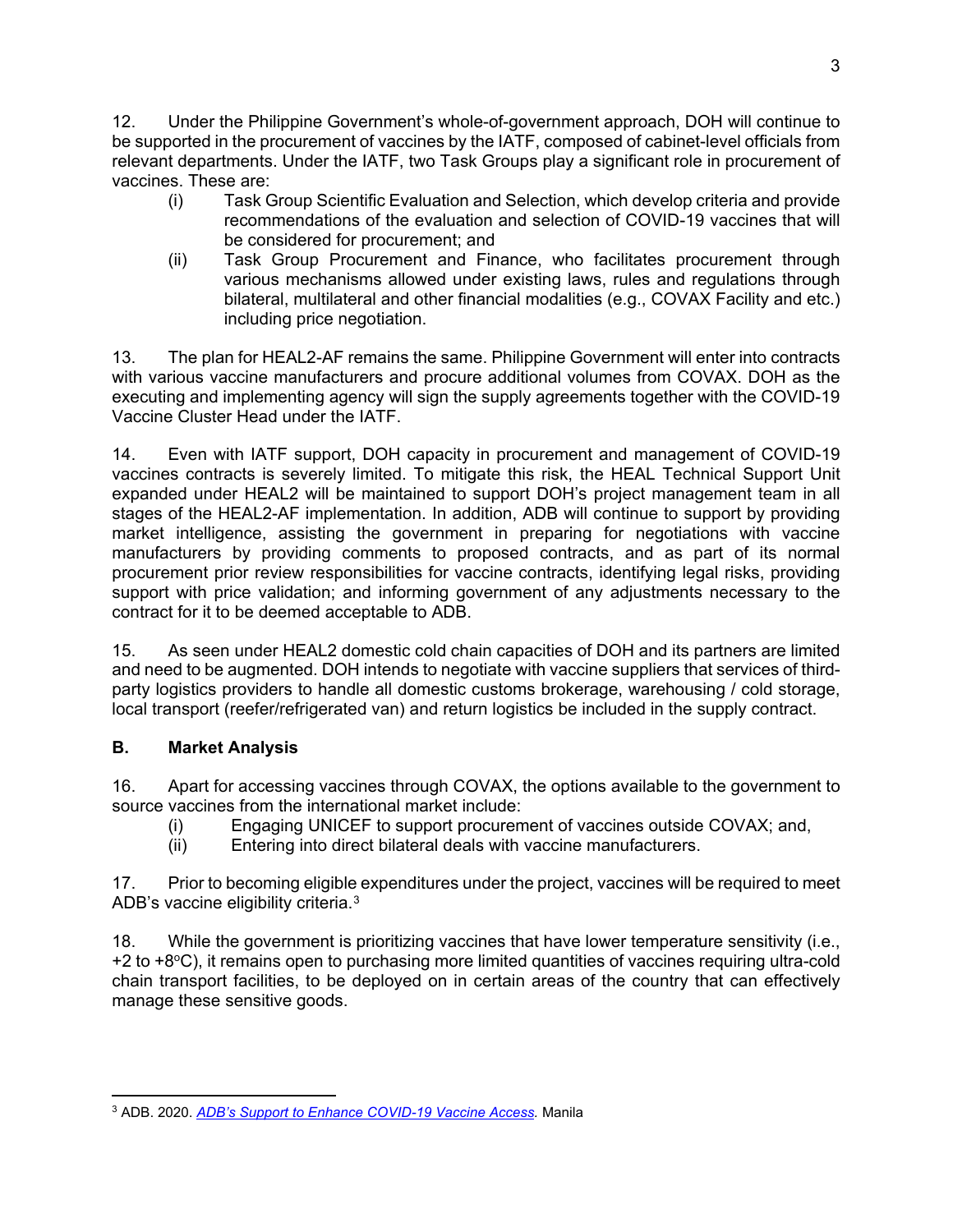12. Under the Philippine Government's whole-of-government approach, DOH will continue to be supported in the procurement of vaccines by the IATF, composed of cabinet-level officials from relevant departments. Under the IATF, two Task Groups play a significant role in procurement of vaccines. These are:

(i) Task Group Scientific Evaluation and Selection, which develop criteria and provide recommendations of the evaluation and selection of COVID-19 vaccines that will be considered for procurement; and

(ii) Task Group Procurement and Finance, who facilitates procurement through various mechanisms allowed under existing laws, rules and regulations through bilateral, multilateral and other financial modalities (e.g., COVAX Facility and etc.) including price negotiation.

13. The plan for HEAL2-AF remains the same. Philippine Government will enter into contracts with various vaccine manufacturers and procure additional volumes from COVAX. DOH as the executing and implementing agency will sign the supply agreements together with the COVID-19 Vaccine Cluster Head under the IATF.

14. Even with IATF support, DOH capacity in procurement and management of COVID-19 vaccines contracts is severely limited. To mitigate this risk, the HEAL Technical Support Unit expanded under HEAL2 will be maintained to support DOH's project management team in all stages of the HEAL2-AF implementation. In addition, ADB will continue to support by providing market intelligence, assisting the government in preparing for negotiations with vaccine manufacturers by providing comments to proposed contracts, and as part of its normal procurement prior review responsibilities for vaccine contracts, identifying legal risks, providing support with price validation; and informing government of any adjustments necessary to the contract for it to be deemed acceptable to ADB.

15. As seen under HEAL2 domestic cold chain capacities of DOH and its partners are limited and need to be augmented. DOH intends to negotiate with vaccine suppliers that services of third-party logistics providers to handle all domestic customs brokerage, warehousing / cold storage, local transport (reefer/refrigerated van) and return logistics be included in the supply contract.

## B. Market Analysis

16. Apart for accessing vaccines through COVAX, the options available to the government to source vaccines from the international market include:

(i) Engaging UNICEF to support procurement of vaccines outside COVAX; and,

(ii) Entering into direct bilateral deals with vaccine manufacturers.

17. Prior to becoming eligible expenditures under the project, vaccines will be required to meet ADB's vaccine eligibility criteria.[3]

18. While the government is prioritizing vaccines that have lower temperature sensitivity (i.e., +2 to +8°C), it remains open to purchasing more limited quantities of vaccines requiring ultra-cold chain transport facilities, to be deployed on in certain areas of the country that can effectively manage these sensitive goods.

---

[3] ADB. 2020. *ADB's Support to Enhance COVID-19 Vaccine Access.* Manila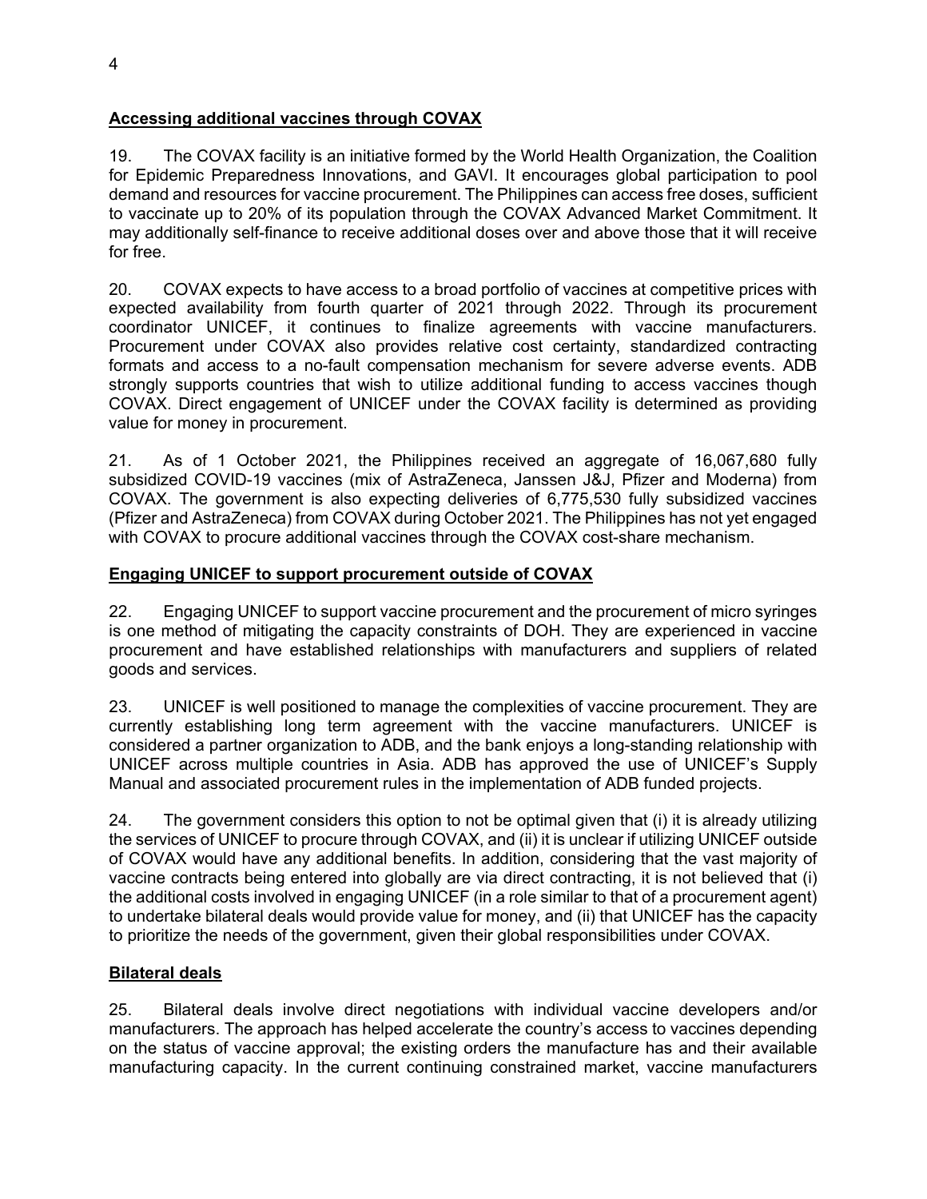**Accessing additional vaccines through COVAX**

19. The COVAX facility is an initiative formed by the World Health Organization, the Coalition for Epidemic Preparedness Innovations, and GAVI. It encourages global participation to pool demand and resources for vaccine procurement. The Philippines can access free doses, sufficient to vaccinate up to 20% of its population through the COVAX Advanced Market Commitment. It may additionally self-finance to receive additional doses over and above those that it will receive for free.

20. COVAX expects to have access to a broad portfolio of vaccines at competitive prices with expected availability from fourth quarter of 2021 through 2022. Through its procurement coordinator UNICEF, it continues to finalize agreements with vaccine manufacturers. Procurement under COVAX also provides relative cost certainty, standardized contracting formats and access to a no-fault compensation mechanism for severe adverse events. ADB strongly supports countries that wish to utilize additional funding to access vaccines though COVAX. Direct engagement of UNICEF under the COVAX facility is determined as providing value for money in procurement.

21. As of 1 October 2021, the Philippines received an aggregate of 16,067,680 fully subsidized COVID-19 vaccines (mix of AstraZeneca, Janssen J&J, Pfizer and Moderna) from COVAX. The government is also expecting deliveries of 6,775,530 fully subsidized vaccines (Pfizer and AstraZeneca) from COVAX during October 2021. The Philippines has not yet engaged with COVAX to procure additional vaccines through the COVAX cost-share mechanism.

**Engaging UNICEF to support procurement outside of COVAX**

22. Engaging UNICEF to support vaccine procurement and the procurement of micro syringes is one method of mitigating the capacity constraints of DOH. They are experienced in vaccine procurement and have established relationships with manufacturers and suppliers of related goods and services.

23. UNICEF is well positioned to manage the complexities of vaccine procurement. They are currently establishing long term agreement with the vaccine manufacturers. UNICEF is considered a partner organization to ADB, and the bank enjoys a long-standing relationship with UNICEF across multiple countries in Asia. ADB has approved the use of UNICEF's Supply Manual and associated procurement rules in the implementation of ADB funded projects.

24. The government considers this option to not be optimal given that (i) it is already utilizing the services of UNICEF to procure through COVAX, and (ii) it is unclear if utilizing UNICEF outside of COVAX would have any additional benefits. In addition, considering that the vast majority of vaccine contracts being entered into globally are via direct contracting, it is not believed that (i) the additional costs involved in engaging UNICEF (in a role similar to that of a procurement agent) to undertake bilateral deals would provide value for money, and (ii) that UNICEF has the capacity to prioritize the needs of the government, given their global responsibilities under COVAX.

**Bilateral deals**

25. Bilateral deals involve direct negotiations with individual vaccine developers and/or manufacturers. The approach has helped accelerate the country's access to vaccines depending on the status of vaccine approval; the existing orders the manufacture has and their available manufacturing capacity. In the current continuing constrained market, vaccine manufacturers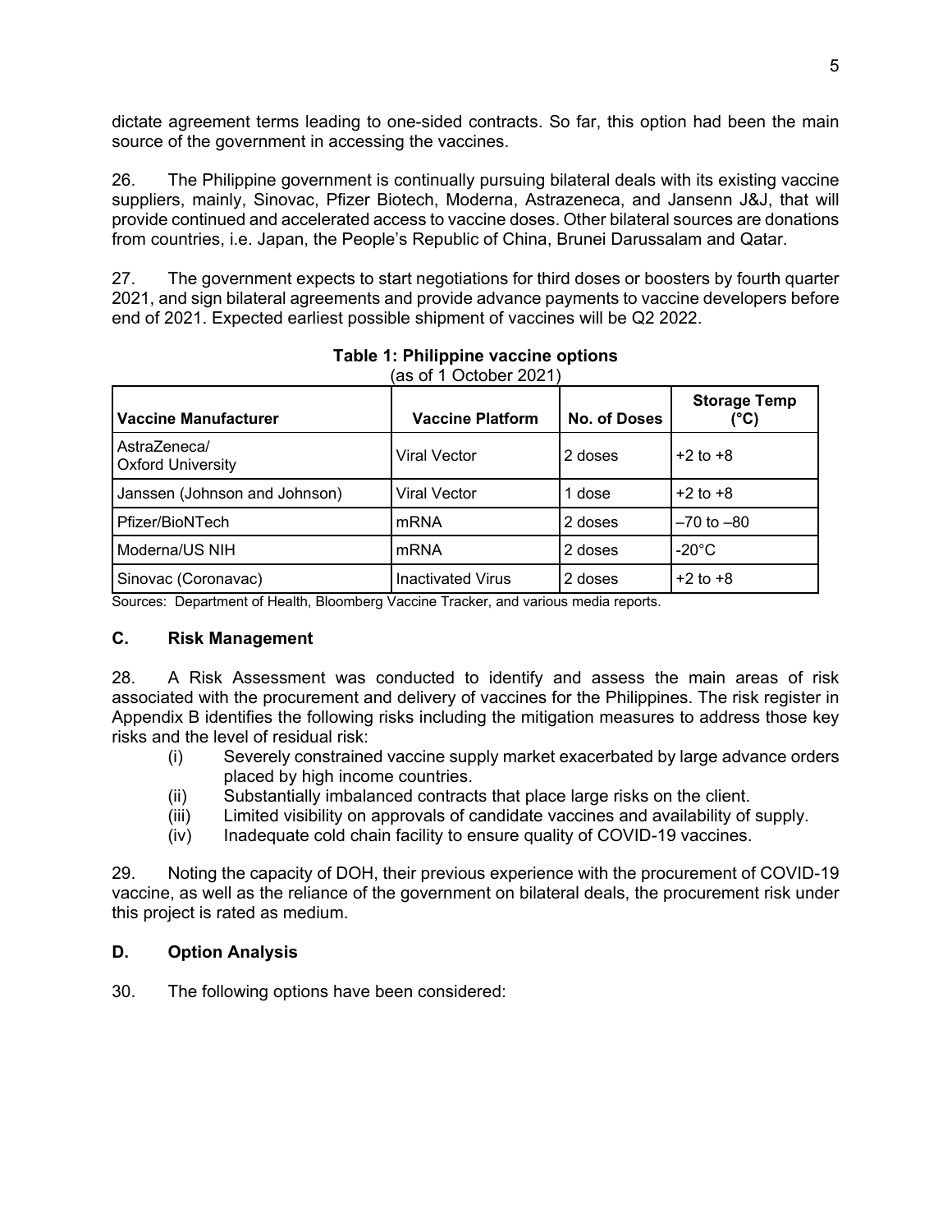dictate agreement terms leading to one-sided contracts. So far, this option had been the main source of the government in accessing the vaccines.

26. The Philippine government is continually pursuing bilateral deals with its existing vaccine suppliers, mainly, Sinovac, Pfizer Biotech, Moderna, Astrazeneca, and Jansenn J&J, that will provide continued and accelerated access to vaccine doses. Other bilateral sources are donations from countries, i.e. Japan, the People's Republic of China, Brunei Darussalam and Qatar.

27. The government expects to start negotiations for third doses or boosters by fourth quarter 2021, and sign bilateral agreements and provide advance payments to vaccine developers before end of 2021. Expected earliest possible shipment of vaccines will be Q2 2022.

**Table 1: Philippine vaccine options**
(as of 1 October 2021)

| Vaccine Manufacturer | Vaccine Platform | No. of Doses | Storage Temp (°C) |
|---|---|---|---|
| AstraZeneca/ Oxford University | Viral Vector | 2 doses | +2 to +8 |
| Janssen (Johnson and Johnson) | Viral Vector | 1 dose | +2 to +8 |
| Pfizer/BioNTech | mRNA | 2 doses | –70 to –80 |
| Moderna/US NIH | mRNA | 2 doses | -20°C |
| Sinovac (Coronavac) | Inactivated Virus | 2 doses | +2 to +8 |

Sources: Department of Health, Bloomberg Vaccine Tracker, and various media reports.

## C. Risk Management

28. A Risk Assessment was conducted to identify and assess the main areas of risk associated with the procurement and delivery of vaccines for the Philippines. The risk register in Appendix B identifies the following risks including the mitigation measures to address those key risks and the level of residual risk:

(i) Severely constrained vaccine supply market exacerbated by large advance orders placed by high income countries.
(ii) Substantially imbalanced contracts that place large risks on the client.
(iii) Limited visibility on approvals of candidate vaccines and availability of supply.
(iv) Inadequate cold chain facility to ensure quality of COVID-19 vaccines.

29. Noting the capacity of DOH, their previous experience with the procurement of COVID-19 vaccine, as well as the reliance of the government on bilateral deals, the procurement risk under this project is rated as medium.

## D. Option Analysis

30. The following options have been considered: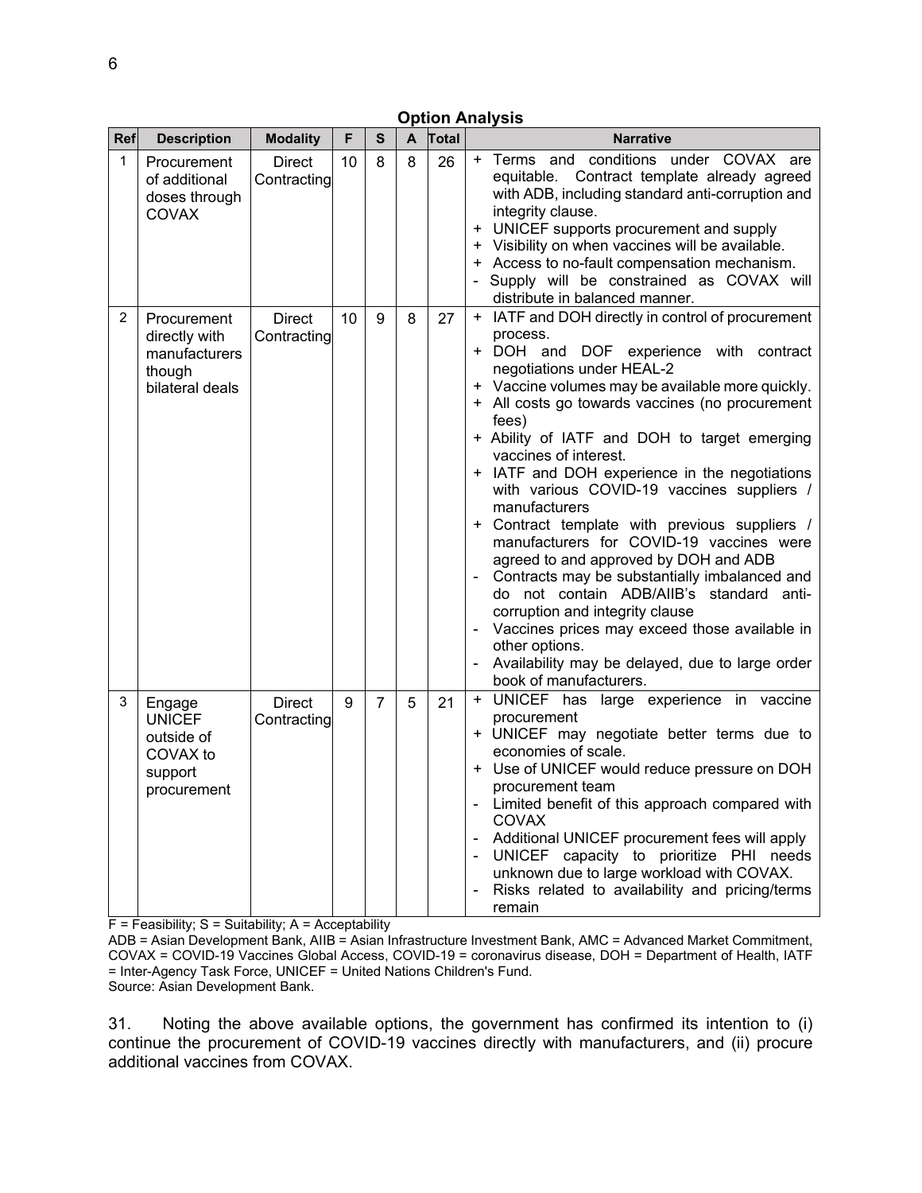**Option Analysis**

| Ref | Description | Modality | F | S | A | Total | Narrative |
|---|---|---|---|---|---|---|---|
| 1 | Procurement of additional doses through COVAX | Direct Contracting | 10 | 8 | 8 | 26 | + Terms and conditions under COVAX are equitable. Contract template already agreed with ADB, including standard anti-corruption and integrity clause.<br>+ UNICEF supports procurement and supply<br>+ Visibility on when vaccines will be available.<br>+ Access to no-fault compensation mechanism.<br>- Supply will be constrained as COVAX will distribute in balanced manner. |
| 2 | Procurement directly with manufacturers though bilateral deals | Direct Contracting | 10 | 9 | 8 | 27 | + IATF and DOH directly in control of procurement process.<br>+ DOH and DOF experience with contract negotiations under HEAL-2<br>+ Vaccine volumes may be available more quickly.<br>+ All costs go towards vaccines (no procurement fees)<br>+ Ability of IATF and DOH to target emerging vaccines of interest.<br>+ IATF and DOH experience in the negotiations with various COVID-19 vaccines suppliers / manufacturers<br>+ Contract template with previous suppliers / manufacturers for COVID-19 vaccines were agreed to and approved by DOH and ADB<br>- Contracts may be substantially imbalanced and do not contain ADB/AIIB's standard anti-corruption and integrity clause<br>- Vaccines prices may exceed those available in other options.<br>- Availability may be delayed, due to large order book of manufacturers. |
| 3 | Engage UNICEF outside of COVAX to support procurement | Direct Contracting | 9 | 7 | 5 | 21 | + UNICEF has large experience in vaccine procurement<br>+ UNICEF may negotiate better terms due to economies of scale.<br>+ Use of UNICEF would reduce pressure on DOH procurement team<br>- Limited benefit of this approach compared with COVAX<br>- Additional UNICEF procurement fees will apply<br>- UNICEF capacity to prioritize PHI needs unknown due to large workload with COVAX.<br>- Risks related to availability and pricing/terms remain |

F = Feasibility; S = Suitability; A = Acceptability

ADB = Asian Development Bank, AIIB = Asian Infrastructure Investment Bank, AMC = Advanced Market Commitment, COVAX = COVID-19 Vaccines Global Access, COVID-19 = coronavirus disease, DOH = Department of Health, IATF = Inter-Agency Task Force, UNICEF = United Nations Children's Fund.

Source: Asian Development Bank.

31. Noting the above available options, the government has confirmed its intention to (i) continue the procurement of COVID-19 vaccines directly with manufacturers, and (ii) procure additional vaccines from COVAX.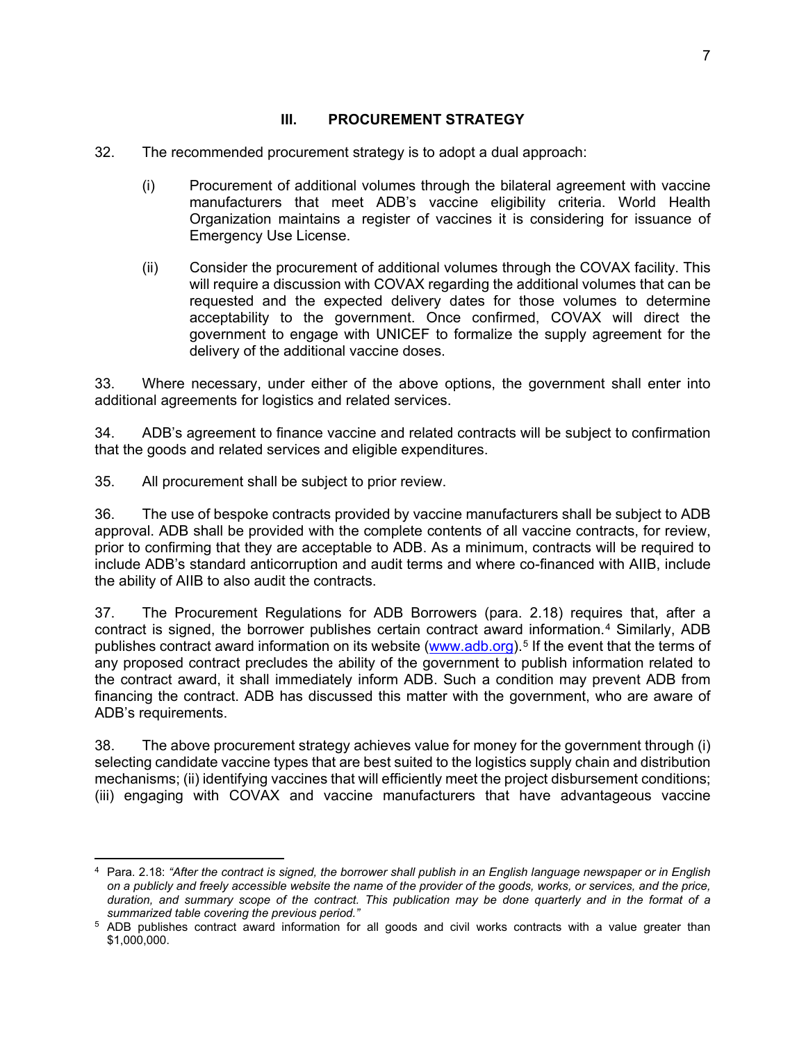## III. PROCUREMENT STRATEGY

32. The recommended procurement strategy is to adopt a dual approach:

(i) Procurement of additional volumes through the bilateral agreement with vaccine manufacturers that meet ADB's vaccine eligibility criteria. World Health Organization maintains a register of vaccines it is considering for issuance of Emergency Use License.

(ii) Consider the procurement of additional volumes through the COVAX facility. This will require a discussion with COVAX regarding the additional volumes that can be requested and the expected delivery dates for those volumes to determine acceptability to the government. Once confirmed, COVAX will direct the government to engage with UNICEF to formalize the supply agreement for the delivery of the additional vaccine doses.

33. Where necessary, under either of the above options, the government shall enter into additional agreements for logistics and related services.

34. ADB's agreement to finance vaccine and related contracts will be subject to confirmation that the goods and related services and eligible expenditures.

35. All procurement shall be subject to prior review.

36. The use of bespoke contracts provided by vaccine manufacturers shall be subject to ADB approval. ADB shall be provided with the complete contents of all vaccine contracts, for review, prior to confirming that they are acceptable to ADB. As a minimum, contracts will be required to include ADB's standard anticorruption and audit terms and where co-financed with AIIB, include the ability of AIIB to also audit the contracts.

37. The Procurement Regulations for ADB Borrowers (para. 2.18) requires that, after a contract is signed, the borrower publishes certain contract award information.[4] Similarly, ADB publishes contract award information on its website (www.adb.org).[5] If the event that the terms of any proposed contract precludes the ability of the government to publish information related to the contract award, it shall immediately inform ADB. Such a condition may prevent ADB from financing the contract. ADB has discussed this matter with the government, who are aware of ADB's requirements.

38. The above procurement strategy achieves value for money for the government through (i) selecting candidate vaccine types that are best suited to the logistics supply chain and distribution mechanisms; (ii) identifying vaccines that will efficiently meet the project disbursement conditions; (iii) engaging with COVAX and vaccine manufacturers that have advantageous vaccine

---

[4] Para. 2.18: *"After the contract is signed, the borrower shall publish in an English language newspaper or in English on a publicly and freely accessible website the name of the provider of the goods, works, or services, and the price, duration, and summary scope of the contract. This publication may be done quarterly and in the format of a summarized table covering the previous period."*

[5] ADB publishes contract award information for all goods and civil works contracts with a value greater than $1,000,000.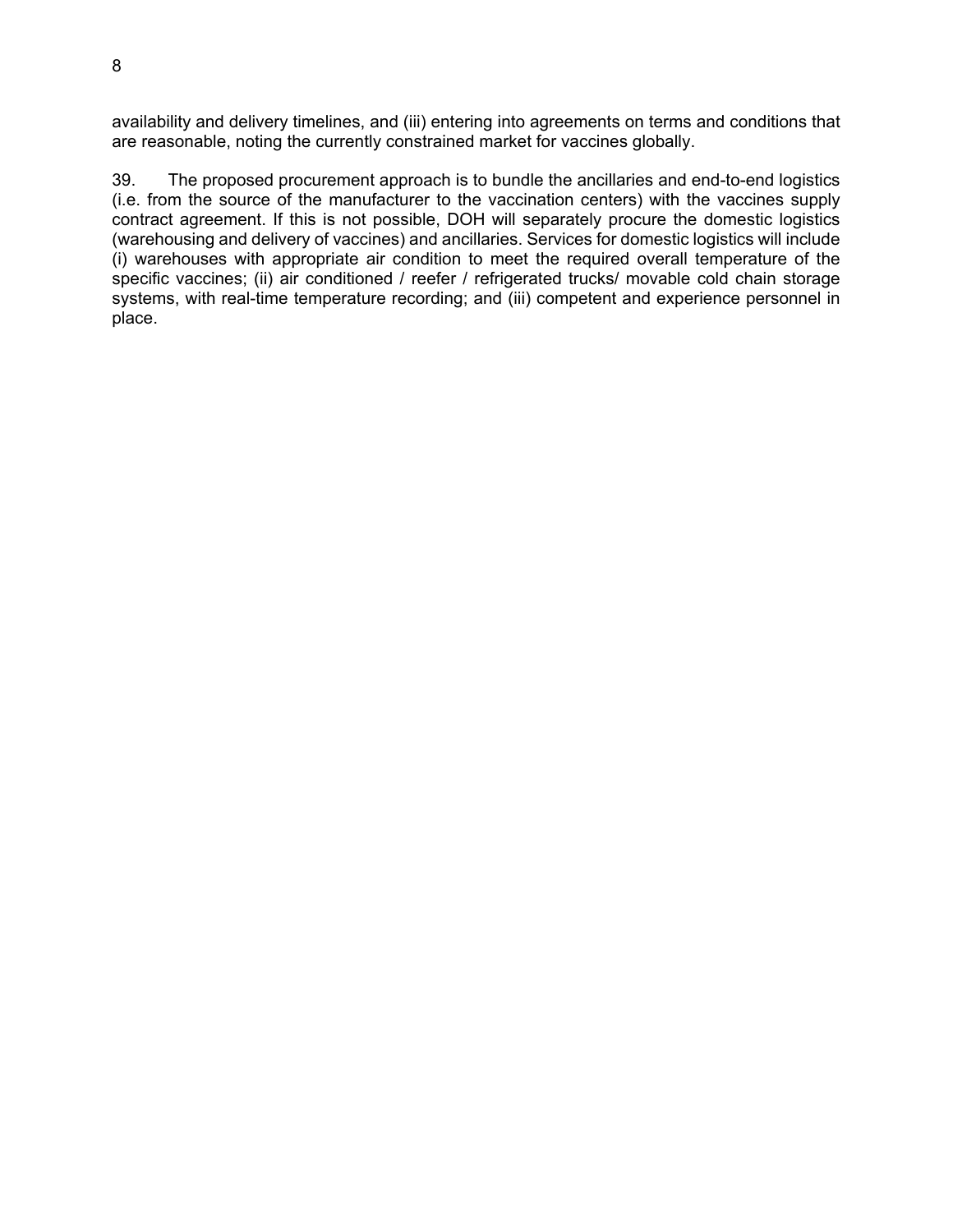availability and delivery timelines, and (iii) entering into agreements on terms and conditions that are reasonable, noting the currently constrained market for vaccines globally.

39. The proposed procurement approach is to bundle the ancillaries and end-to-end logistics (i.e. from the source of the manufacturer to the vaccination centers) with the vaccines supply contract agreement. If this is not possible, DOH will separately procure the domestic logistics (warehousing and delivery of vaccines) and ancillaries. Services for domestic logistics will include (i) warehouses with appropriate air condition to meet the required overall temperature of the specific vaccines; (ii) air conditioned / reefer / refrigerated trucks/ movable cold chain storage systems, with real-time temperature recording; and (iii) competent and experience personnel in place.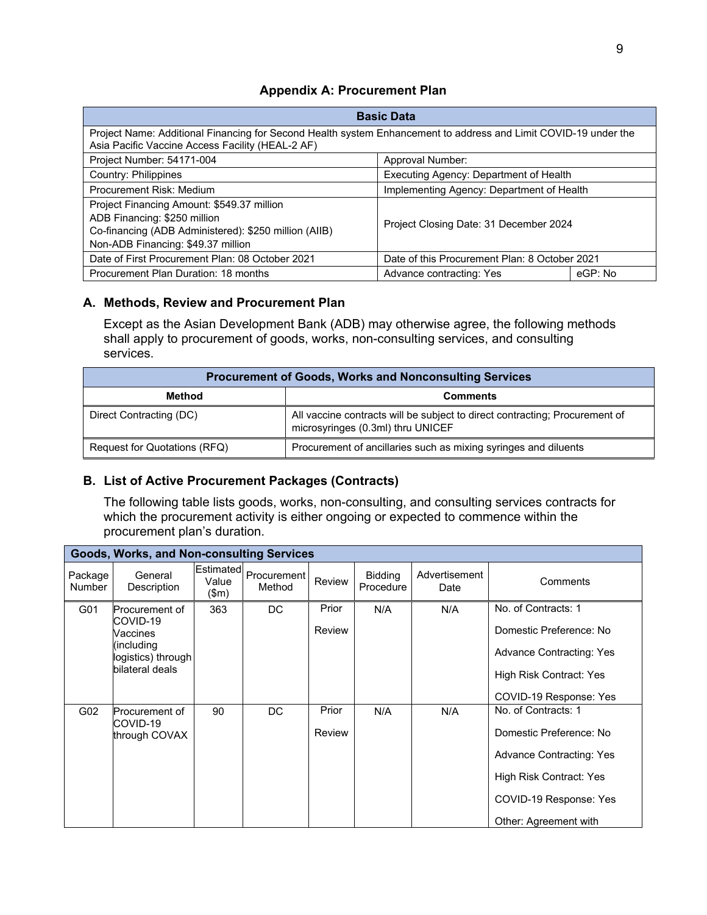## Appendix A: Procurement Plan

| Basic Data | | |
|---|---|---|
| Project Name: Additional Financing for Second Health system Enhancement to address and Limit COVID-19 under the Asia Pacific Vaccine Access Facility (HEAL-2 AF) | | |
| Project Number: 54171-004 | Approval Number: | |
| Country: Philippines | Executing Agency: Department of Health | |
| Procurement Risk: Medium | Implementing Agency: Department of Health | |
| Project Financing Amount: $549.37 million<br>ADB Financing: $250 million<br>Co-financing (ADB Administered): $250 million (AIIB)<br>Non-ADB Financing: $49.37 million | Project Closing Date: 31 December 2024 | |
| Date of First Procurement Plan: 08 October 2021 | Date of this Procurement Plan: 8 October 2021 | |
| Procurement Plan Duration: 18 months | Advance contracting: Yes | eGP: No |

### A. Methods, Review and Procurement Plan

Except as the Asian Development Bank (ADB) may otherwise agree, the following methods shall apply to procurement of goods, works, non-consulting services, and consulting services.

| Procurement of Goods, Works and Nonconsulting Services | |
|---|---|
| **Method** | **Comments** |
| Direct Contracting (DC) | All vaccine contracts will be subject to direct contracting; Procurement of microsyringes (0.3ml) thru UNICEF |
| Request for Quotations (RFQ) | Procurement of ancillaries such as mixing syringes and diluents |

### B. List of Active Procurement Packages (Contracts)

The following table lists goods, works, non-consulting, and consulting services contracts for which the procurement activity is either ongoing or expected to commence within the procurement plan's duration.

| Goods, Works, and Non-consulting Services | | | | | | | |
|---|---|---|---|---|---|---|---|
| Package Number | General Description | Estimated Value ($m) | Procurement Method | Review | Bidding Procedure | Advertisement Date | Comments |
| G01 | Procurement of COVID-19 Vaccines (including logistics) through bilateral deals | 363 | DC | Prior Review | N/A | N/A | No. of Contracts: 1<br>Domestic Preference: No<br>Advance Contracting: Yes<br>High Risk Contract: Yes<br>COVID-19 Response: Yes |
| G02 | Procurement of COVID-19 through COVAX | 90 | DC | Prior Review | N/A | N/A | No. of Contracts: 1<br>Domestic Preference: No<br>Advance Contracting: Yes<br>High Risk Contract: Yes<br>COVID-19 Response: Yes<br>Other: Agreement with |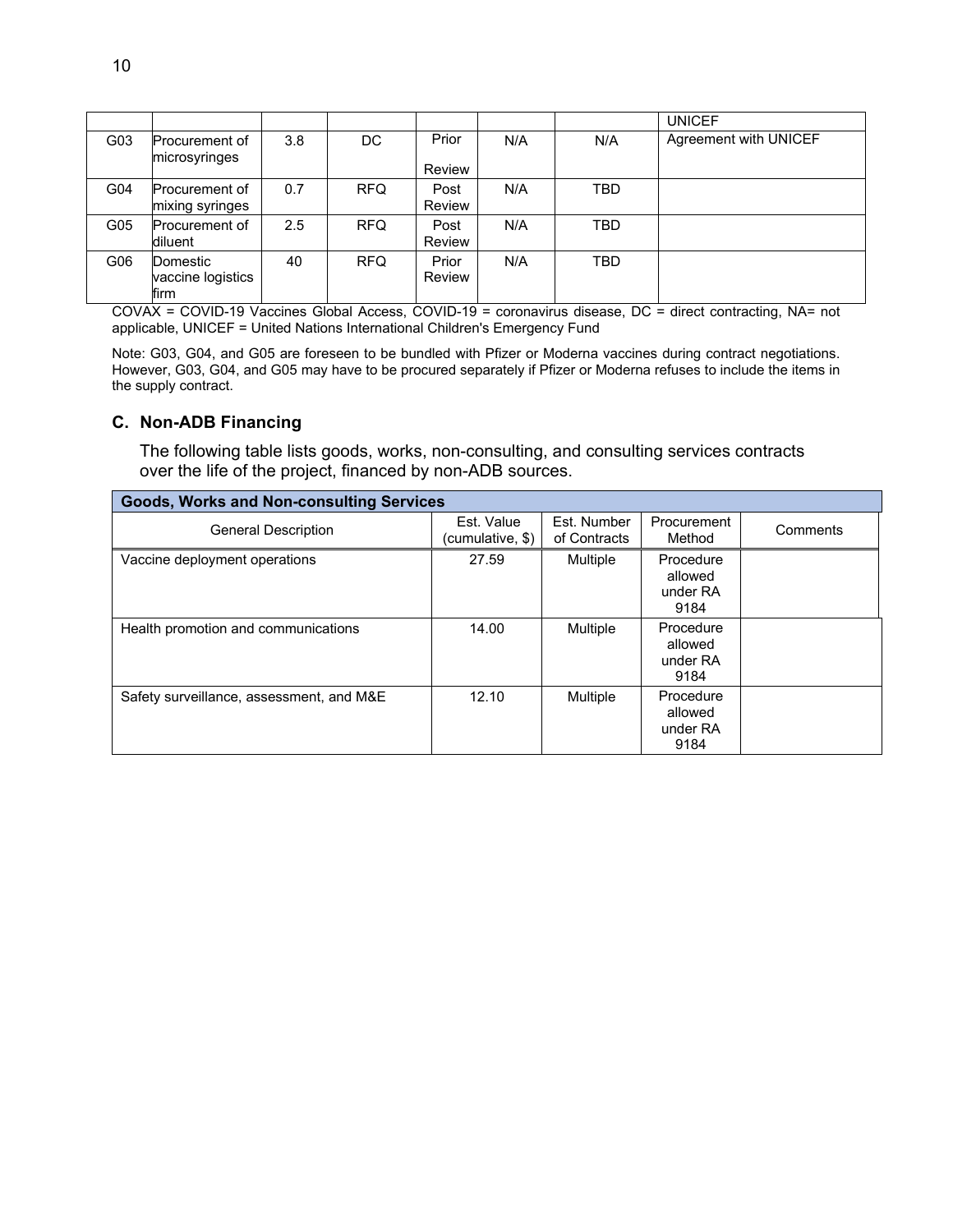|  |  |  |  |  |  |  | UNICEF |
|---|---|---|---|---|---|---|---|
| G03 | Procurement of microsyringes | 3.8 | DC | Prior Review | N/A | N/A | Agreement with UNICEF |
| G04 | Procurement of mixing syringes | 0.7 | RFQ | Post Review | N/A | TBD |  |
| G05 | Procurement of diluent | 2.5 | RFQ | Post Review | N/A | TBD |  |
| G06 | Domestic vaccine logistics firm | 40 | RFQ | Prior Review | N/A | TBD |  |

COVAX = COVID-19 Vaccines Global Access, COVID-19 = coronavirus disease, DC = direct contracting, NA= not applicable, UNICEF = United Nations International Children's Emergency Fund

Note: G03, G04, and G05 are foreseen to be bundled with Pfizer or Moderna vaccines during contract negotiations. However, G03, G04, and G05 may have to be procured separately if Pfizer or Moderna refuses to include the items in the supply contract.

### C. Non-ADB Financing

The following table lists goods, works, non-consulting, and consulting services contracts over the life of the project, financed by non-ADB sources.

| **Goods, Works and Non-consulting Services** | | | | |
|---|---|---|---|---|
| General Description | Est. Value (cumulative, $) | Est. Number of Contracts | Procurement Method | Comments |
| Vaccine deployment operations | 27.59 | Multiple | Procedure allowed under RA 9184 |  |
| Health promotion and communications | 14.00 | Multiple | Procedure allowed under RA 9184 |  |
| Safety surveillance, assessment, and M&E | 12.10 | Multiple | Procedure allowed under RA 9184 |  |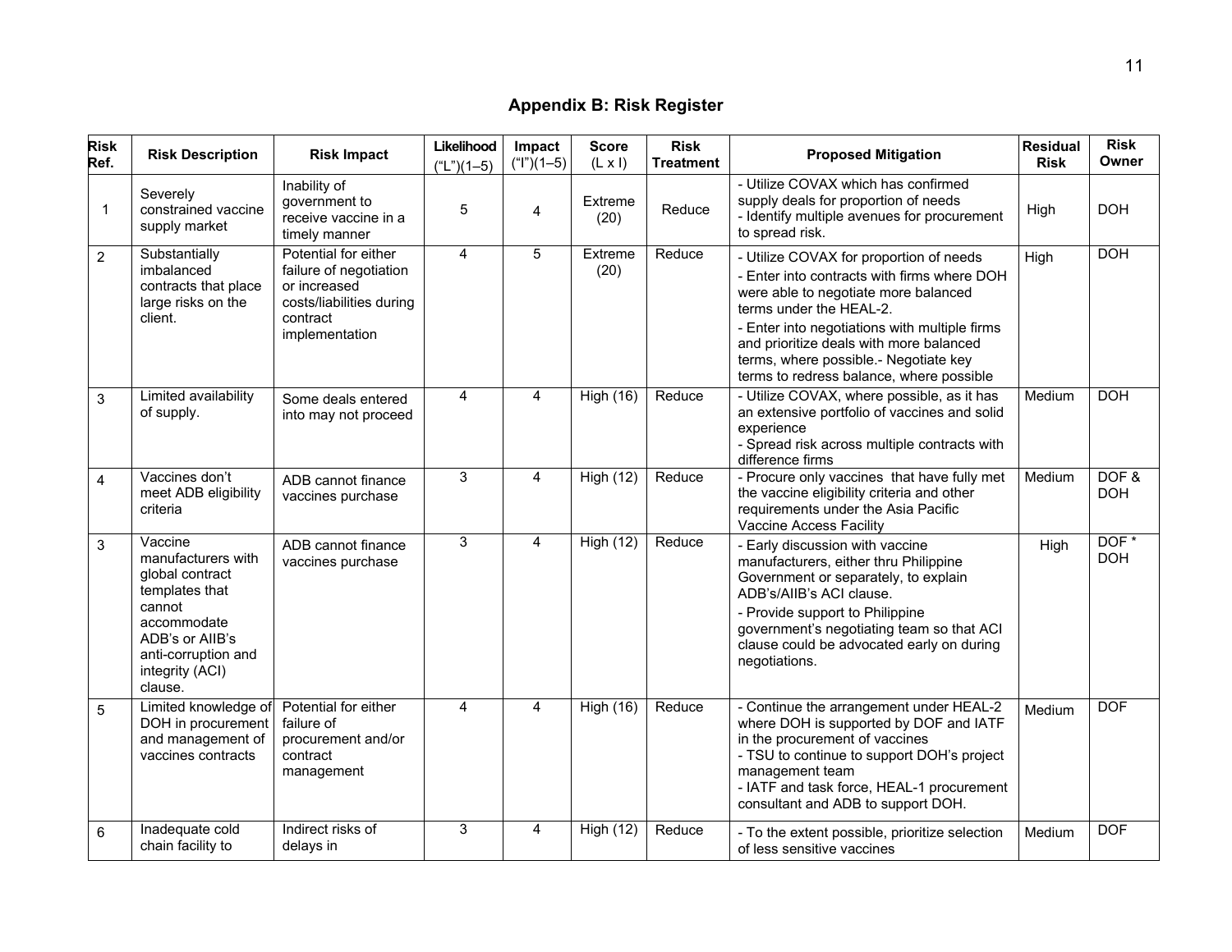## Appendix B: Risk Register

| Risk Ref. | Risk Description | Risk Impact | Likelihood ("L")(1–5) | Impact ("I")(1–5) | Score (L x I) | Risk Treatment | Proposed Mitigation | Residual Risk | Risk Owner |
|---|---|---|---|---|---|---|---|---|---|
| 1 | Severely constrained vaccine supply market | Inability of government to receive vaccine in a timely manner | 5 | 4 | Extreme (20) | Reduce | - Utilize COVAX which has confirmed supply deals for proportion of needs<br>- Identify multiple avenues for procurement to spread risk. | High | DOH |
| 2 | Substantially imbalanced contracts that place large risks on the client. | Potential for either failure of negotiation or increased costs/liabilities during contract implementation | 4 | 5 | Extreme (20) | Reduce | - Utilize COVAX for proportion of needs<br>- Enter into contracts with firms where DOH were able to negotiate more balanced terms under the HEAL-2.<br>- Enter into negotiations with multiple firms and prioritize deals with more balanced terms, where possible.- Negotiate key terms to redress balance, where possible | High | DOH |
| 3 | Limited availability of supply. | Some deals entered into may not proceed | 4 | 4 | High (16) | Reduce | - Utilize COVAX, where possible, as it has an extensive portfolio of vaccines and solid experience<br>- Spread risk across multiple contracts with difference firms | Medium | DOH |
| 4 | Vaccines don't meet ADB eligibility criteria | ADB cannot finance vaccines purchase | 3 | 4 | High (12) | Reduce | - Procure only vaccines that have fully met the vaccine eligibility criteria and other requirements under the Asia Pacific Vaccine Access Facility | Medium | DOF & DOH |
| 3 | Vaccine manufacturers with global contract templates that cannot accommodate ADB's or AIIB's anti-corruption and integrity (ACI) clause. | ADB cannot finance vaccines purchase | 3 | 4 | High (12) | Reduce | - Early discussion with vaccine manufacturers, either thru Philippine Government or separately, to explain ADB's/AIIB's ACI clause.<br>- Provide support to Philippine government's negotiating team so that ACI clause could be advocated early on during negotiations. | High | DOF * DOH |
| 5 | Limited knowledge of DOH in procurement and management of vaccines contracts | Potential for either failure of procurement and/or contract management | 4 | 4 | High (16) | Reduce | - Continue the arrangement under HEAL-2 where DOH is supported by DOF and IATF in the procurement of vaccines<br>- TSU to continue to support DOH's project management team<br>- IATF and task force, HEAL-1 procurement consultant and ADB to support DOH. | Medium | DOF |
| 6 | Inadequate cold chain facility to | Indirect risks of delays in | 3 | 4 | High (12) | Reduce | - To the extent possible, prioritize selection of less sensitive vaccines | Medium | DOF |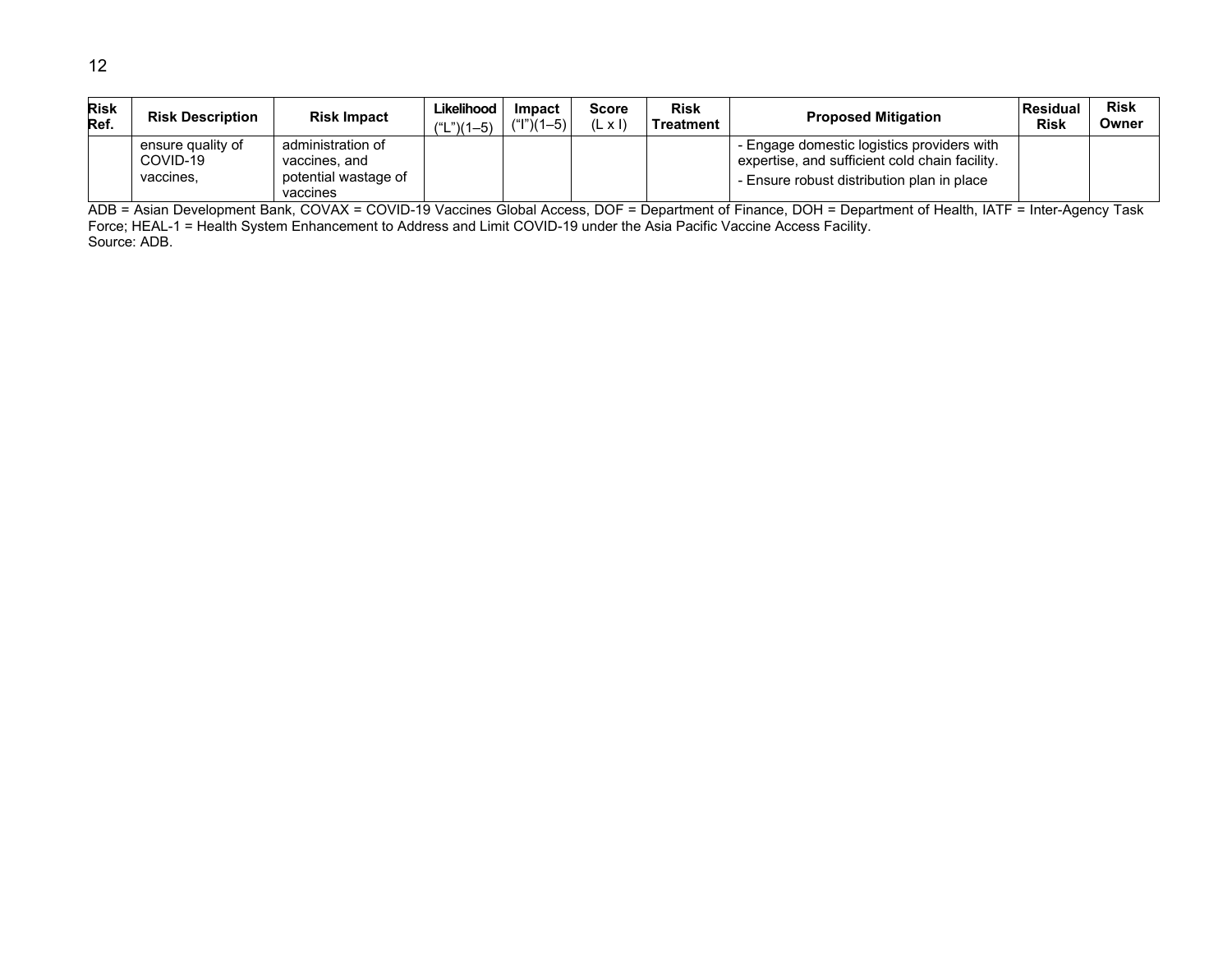| Risk Ref. | Risk Description | Risk Impact | Likelihood ("L")(1–5) | Impact ("I")(1–5) | Score (L x I) | Risk Treatment | Proposed Mitigation | Residual Risk | Risk Owner |
|---|---|---|---|---|---|---|---|---|---|
| | ensure quality of COVID-19 vaccines, | administration of vaccines, and potential wastage of vaccines | | | | | - Engage domestic logistics providers with expertise, and sufficient cold chain facility. - Ensure robust distribution plan in place | | |

ADB = Asian Development Bank, COVAX = COVID-19 Vaccines Global Access, DOF = Department of Finance, DOH = Department of Health, IATF = Inter-Agency Task Force; HEAL-1 = Health System Enhancement to Address and Limit COVID-19 under the Asia Pacific Vaccine Access Facility.
Source: ADB.